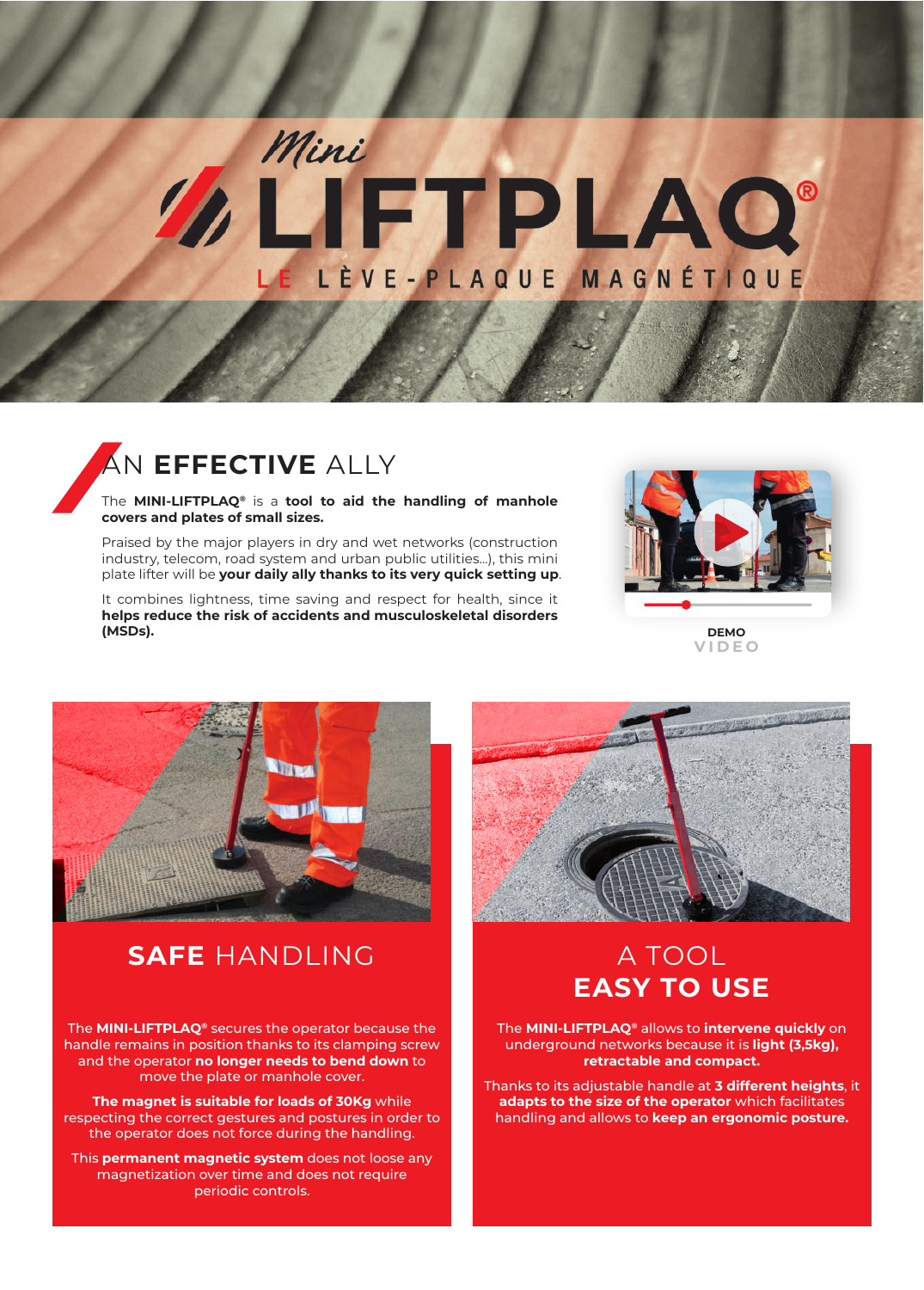# Mini LIFTPLAQ®

LE LÈVE-PLAQUE MAGNÉTIQUE

## AN **EFFECTIVE** ALLY

The **MINI-LIFTPLAQ®** is a **tool to aid the handling of manhole covers and plates of small sizes.**

Praised by the major players in dry and wet networks (construction industry, telecom, road system and urban public utilities...), this mini plate lifter will be **your daily ally thanks to its very quick setting up**.

It combines lightness, time saving and respect for health, since it **helps reduce the risk of accidents and musculoskeletal disorders (MSDs).**

DEMO
VIDEO

## **SAFE** HANDLING

The **MINI-LIFTPLAQ®** secures the operator because the handle remains in position thanks to its clamping screw and the operator **no longer needs to bend down** to move the plate or manhole cover.

**The magnet is suitable for loads of 30Kg** while respecting the correct gestures and postures in order to the operator does not force during the handling.

This **permanent magnetic system** does not loose any magnetization over time and does not require periodic controls.

## A TOOL **EASY TO USE**

The **MINI-LIFTPLAQ®** allows to **intervene quickly** on underground networks because it is **light (3,5kg), retractable and compact.**

Thanks to its adjustable handle at **3 different heights**, it **adapts to the size of the operator** which facilitates handling and allows to **keep an ergonomic posture.**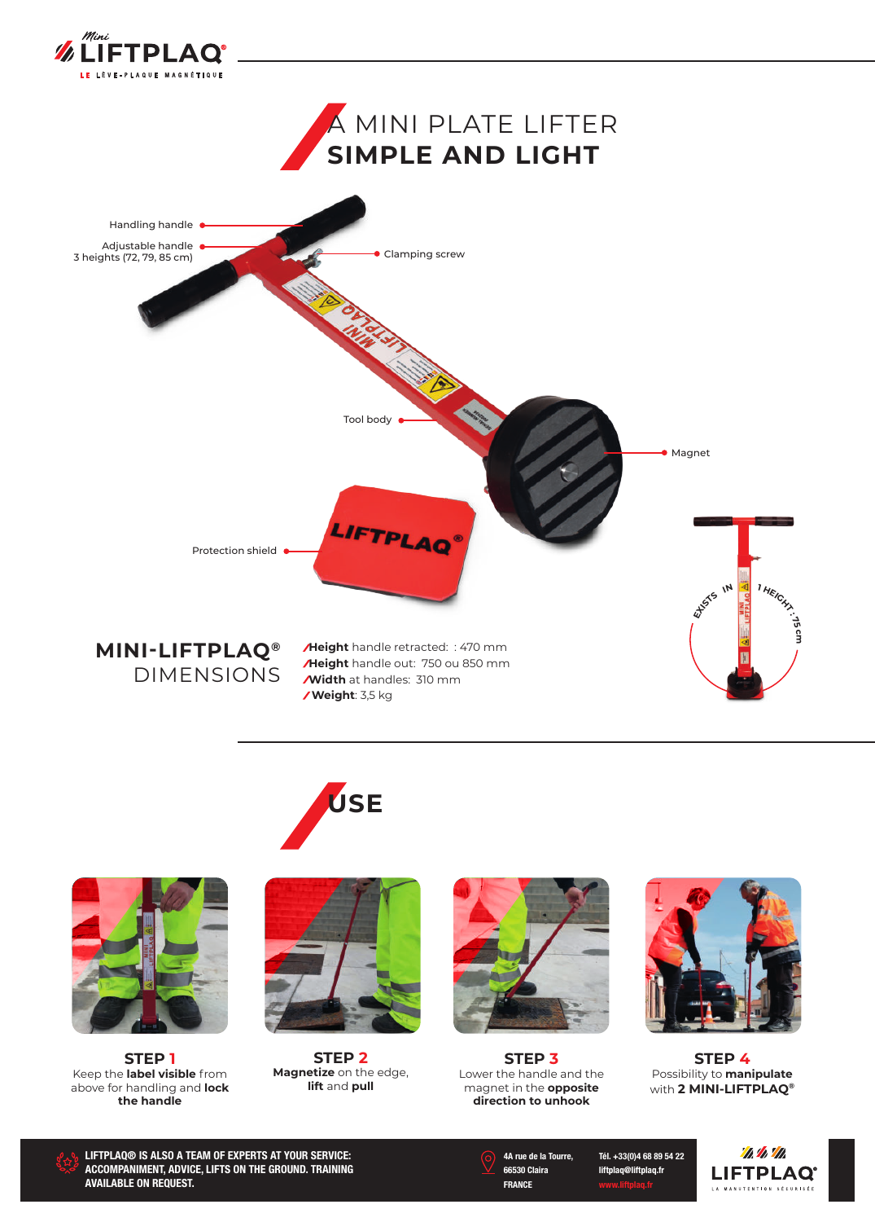# A MINI PLATE LIFTER
# SIMPLE AND LIGHT

Handling handle

Adjustable handle
3 heights (72, 79, 85 cm)

Clamping screw

Tool body

Magnet

Protection shield

EXISTS IN 1 HEIGHT : 75 cm

## MINI-LIFTPLAQ® DIMENSIONS

- **Height** handle retracted: : 470 mm
- **Height** handle out: 750 ou 850 mm
- **Width** at handles: 310 mm
- **Weight**: 3,5 kg

# USE

**STEP 1**
Keep the **label visible** from above for handling and **lock the handle**

**STEP 2**
**Magnetize** on the edge, **lift** and **pull**

**STEP 3**
Lower the handle and the magnet in the **opposite direction to unhook**

**STEP 4**
Possibility to **manipulate** with **2 MINI-LIFTPLAQ®**

LIFTPLAQ® IS ALSO A TEAM OF EXPERTS AT YOUR SERVICE: ACCOMPANIMENT, ADVICE, LIFTS ON THE GROUND. TRAINING AVAILABLE ON REQUEST.

4A rue de la Tourre,
66530 Claira
FRANCE

Tél. +33(0)4 68 89 54 22
liftplaq@liftplaq.fr
www.liftplaq.fr

LIFTPLAQ® LA MANUTENTION SÉCURISÉE